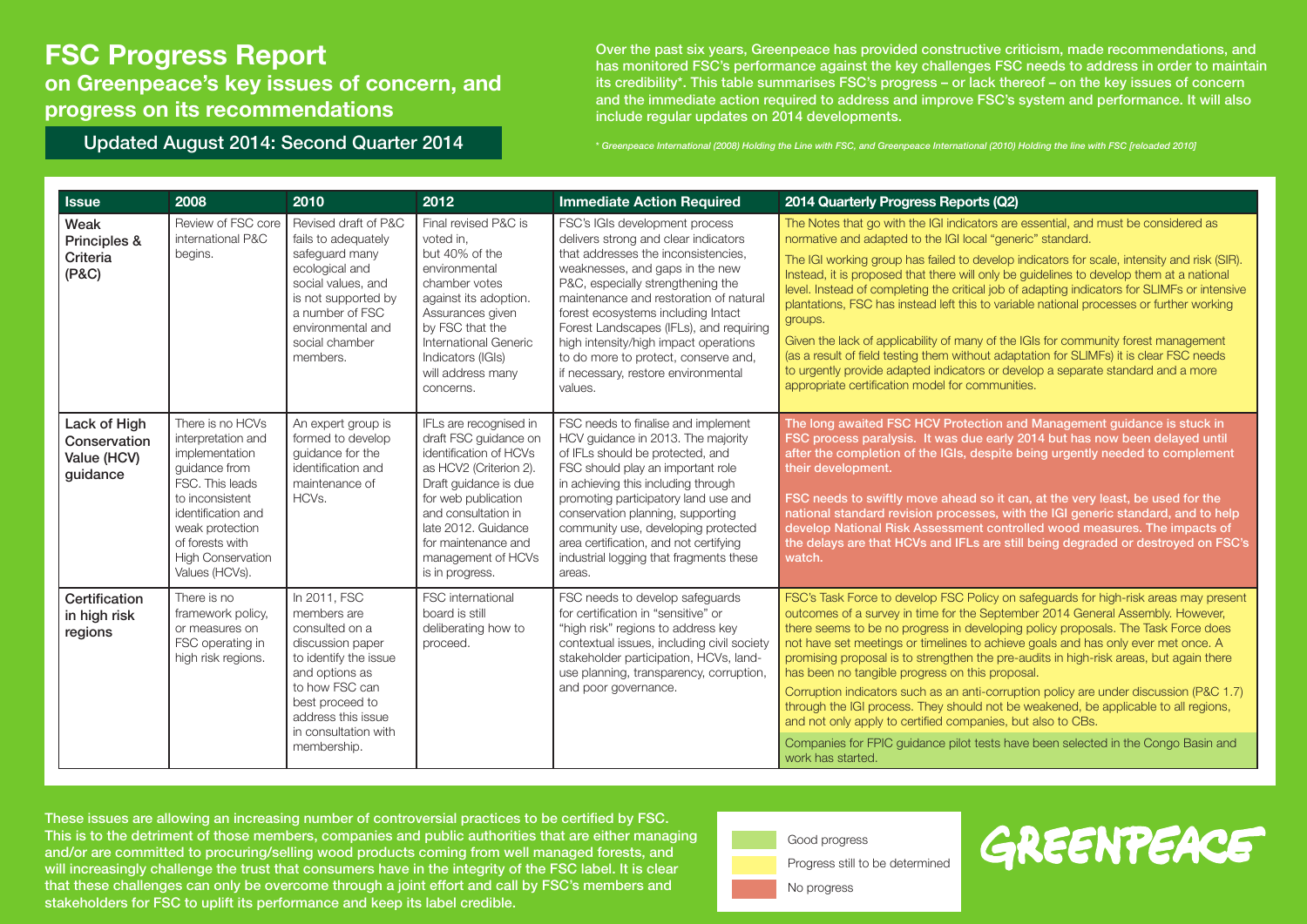# FSC Progress Report

## on Greenpeace's key issues of concern, and progress on its recommendations

**Updated August 2014: Second Quarter 2014**

Over the past six years, Greenpeace has provided constructive criticism, made recommendations, and has monitored FSC's performance against the key challenges FSC needs to address in order to maintain its credibility*. This table summarises FSC's progress – or lack thereof – on the key issues of concern and the immediate action required to address and improve FSC's system and performance. It will also include regular updates on 2014 developments.

*\* Greenpeace International (2008) Holding the Line with FSC, and Greenpeace International (2010) Holding the line with FSC [reloaded 2010]*

| Issue | 2008 | 2010 | 2012 | Immediate Action Required | 2014 Quarterly Progress Reports (Q2) |
|---|---|---|---|---|---|
| **Weak Principles & Criteria (P&C)** | Review of FSC core international P&C begins. | Revised draft of P&C fails to adequately safeguard many ecological and social values, and is not supported by a number of FSC environmental and social chamber members. | Final revised P&C is voted in, but 40% of the environmental chamber votes against its adoption. Assurances given by FSC that the International Generic Indicators (IGIs) will address many concerns. | FSC's IGIs development process delivers strong and clear indicators that addresses the inconsistencies, weaknesses, and gaps in the new P&C, especially strengthening the maintenance and restoration of natural forest ecosystems including Intact Forest Landscapes (IFLs), and requiring high intensity/high impact operations to do more to protect, conserve and, if necessary, restore environmental values. | The Notes that go with the IGI indicators are essential, and must be considered as normative and adapted to the IGI local "generic" standard.<br><br>The IGI working group has failed to develop indicators for scale, intensity and risk (SIR). Instead, it is proposed that there will only be guidelines to develop them at a national level. Instead of completing the critical job of adapting indicators for SLIMFs or intensive plantations, FSC has instead left this to variable national processes or further working groups.<br><br>Given the lack of applicability of many of the IGIs for community forest management (as a result of field testing them without adaptation for SLIMFs) it is clear FSC needs to urgently provide adapted indicators or develop a separate standard and a more appropriate certification model for communities. |
| **Lack of High Conservation Value (HCV) guidance** | There is no HCVs interpretation and implementation guidance from FSC. This leads to inconsistent identification and weak protection of forests with High Conservation Values (HCVs). | An expert group is formed to develop guidance for the identification and maintenance of HCVs. | IFLs are recognised in draft FSC guidance on identification of HCVs as HCV2 (Criterion 2). Draft guidance is due for web publication and consultation in late 2012. Guidance for maintenance and management of HCVs is in progress. | FSC needs to finalise and implement HCV guidance in 2013. The majority of IFLs should be protected, and FSC should play an important role in achieving this including through promoting participatory land use and conservation planning, supporting community use, developing protected area certification, and not certifying industrial logging that fragments these areas. | **The long awaited FSC HCV Protection and Management guidance is stuck in FSC process paralysis. It was due early 2014 but has now been delayed until after the completion of the IGIs, despite being urgently needed to complement their development.**<br><br>**FSC needs to swiftly move ahead so it can, at the very least, be used for the national standard revision processes, with the IGI generic standard, and to help develop National Risk Assessment controlled wood measures. The impacts of the delays are that HCVs and IFLs are still being degraded or destroyed on FSC's watch.** |
| **Certification in high risk regions** | There is no framework policy, or measures on FSC operating in high risk regions. | In 2011, FSC members are consulted on a discussion paper to identify the issue and options as to how FSC can best proceed to address this issue in consultation with membership. | FSC international board is still deliberating how to proceed. | FSC needs to develop safeguards for certification in "sensitive" or "high risk" regions to address key contextual issues, including civil society stakeholder participation, HCVs, land-use planning, transparency, corruption, and poor governance. | FSC's Task Force to develop FSC Policy on safeguards for high-risk areas may present outcomes of a survey in time for the September 2014 General Assembly. However, there seems to be no progress in developing policy proposals. The Task Force does not have set meetings or timelines to achieve goals and has only ever met once. A promising proposal is to strengthen the pre-audits in high-risk areas, but again there has been no tangible progress on this proposal.<br><br>Corruption indicators such as an anti-corruption policy are under discussion (P&C 1.7) through the IGI process. They should not be weakened, be applicable to all regions, and not only apply to certified companies, but also to CBs.<br><br>Companies for FPIC guidance pilot tests have been selected in the Congo Basin and work has started. |

**These issues are allowing an increasing number of controversial practices to be certified by FSC. This is to the detriment of those members, companies and public authorities that are either managing and/or are committed to procuring/selling wood products coming from well managed forests, and will increasingly challenge the trust that consumers have in the integrity of the FSC label. It is clear that these challenges can only be overcome through a joint effort and call by FSC's members and stakeholders for FSC to uplift its performance and keep its label credible.**

- Good progress
- Progress still to be determined
- No progress

GREENPEACE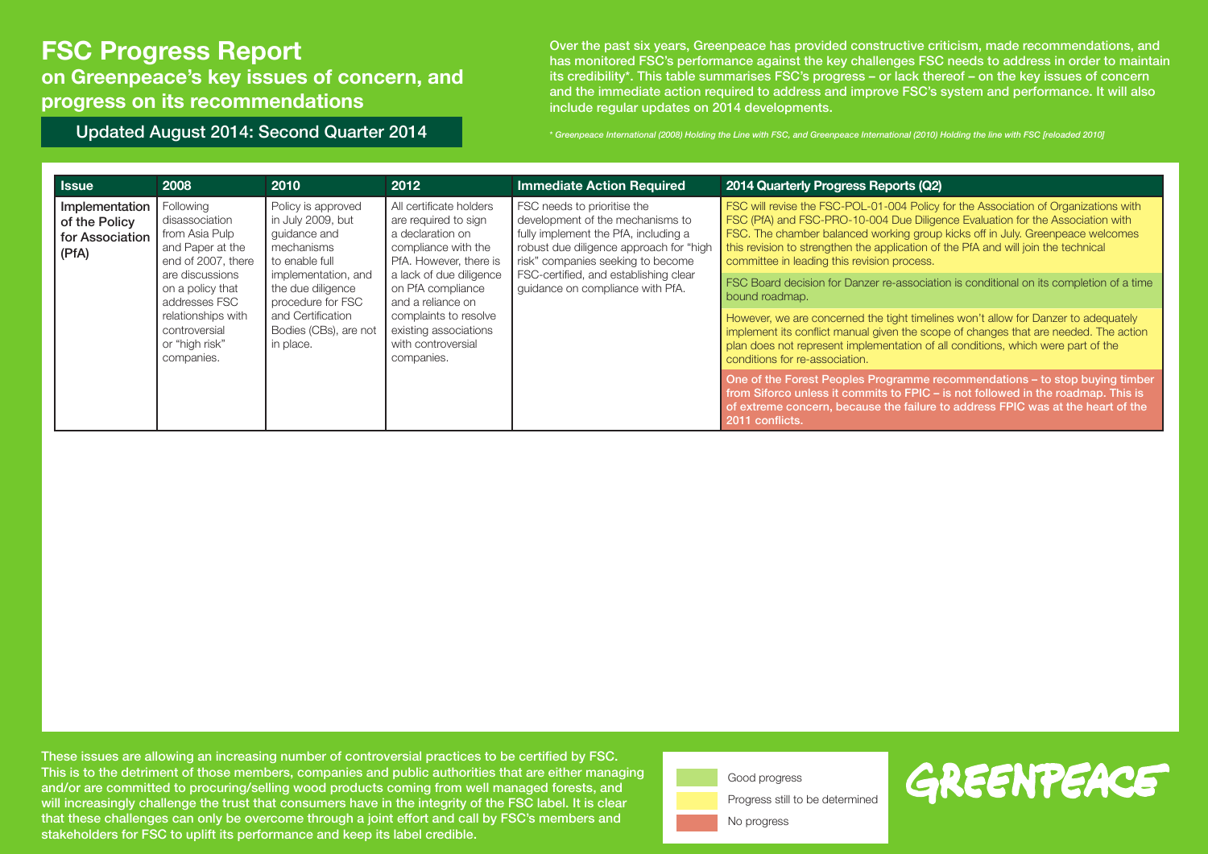# FSC Progress Report

## on Greenpeace's key issues of concern, and progress on its recommendations

### Updated August 2014: Second Quarter 2014

Over the past six years, Greenpeace has provided constructive criticism, made recommendations, and has monitored FSC's performance against the key challenges FSC needs to address in order to maintain its credibility*. This table summarises FSC's progress – or lack thereof – on the key issues of concern and the immediate action required to address and improve FSC's system and performance. It will also include regular updates on 2014 developments.

*\* Greenpeace International (2008) Holding the Line with FSC, and Greenpeace International (2010) Holding the line with FSC [reloaded 2010]*

| Issue | 2008 | 2010 | 2012 | Immediate Action Required | 2014 Quarterly Progress Reports (Q2) |
|---|---|---|---|---|---|
| **Implementation of the Policy for Association (PfA)** | Following disassociation from Asia Pulp and Paper at the end of 2007, there are discussions on a policy that addresses FSC relationships with controversial or "high risk" companies. | Policy is approved in July 2009, but guidance and mechanisms to enable full implementation, and the due diligence procedure for FSC and Certification Bodies (CBs), are not in place. | All certificate holders are required to sign a declaration on compliance with the PfA. However, there is a lack of due diligence on PfA compliance and a reliance on complaints to resolve existing associations with controversial companies. | FSC needs to prioritise the development of the mechanisms to fully implement the PfA, including a robust due diligence approach for "high risk" companies seeking to become FSC-certified, and establishing clear guidance on compliance with PfA. | FSC will revise the FSC-POL-01-004 Policy for the Association of Organizations with FSC (PfA) and FSC-PRO-10-004 Due Diligence Evaluation for the Association with FSC. The chamber balanced working group kicks off in July. Greenpeace welcomes this revision to strengthen the application of the PfA and will join the technical committee in leading this revision process. |
| | | | | | FSC Board decision for Danzer re-association is conditional on its completion of a time bound roadmap. |
| | | | | | However, we are concerned the tight timelines won't allow for Danzer to adequately implement its conflict manual given the scope of changes that are needed. The action plan does not represent implementation of all conditions, which were part of the conditions for re-association. |
| | | | | | One of the Forest Peoples Programme recommendations – to stop buying timber from Siforco unless it commits to FPIC – is not followed in the roadmap. This is of extreme concern, because the failure to address FPIC was at the heart of the 2011 conflicts. |

These issues are allowing an increasing number of controversial practices to be certified by FSC. This is to the detriment of those members, companies and public authorities that are either managing and/or are committed to procuring/selling wood products coming from well managed forests, and will increasingly challenge the trust that consumers have in the integrity of the FSC label. It is clear that these challenges can only be overcome through a joint effort and call by FSC's members and stakeholders for FSC to uplift its performance and keep its label credible.

- Good progress
- Progress still to be determined
- No progress

GREENPEACE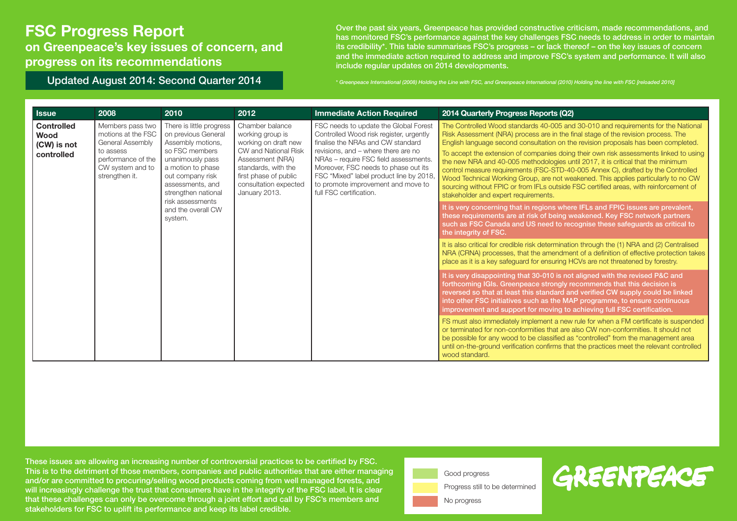# FSC Progress Report

## on Greenpeace's key issues of concern, and progress on its recommendations

Updated August 2014: Second Quarter 2014

Over the past six years, Greenpeace has provided constructive criticism, made recommendations, and has monitored FSC's performance against the key challenges FSC needs to address in order to maintain its credibility*. This table summarises FSC's progress – or lack thereof – on the key issues of concern and the immediate action required to address and improve FSC's system and performance. It will also include regular updates on 2014 developments.

*\* Greenpeace International (2008) Holding the Line with FSC, and Greenpeace International (2010) Holding the line with FSC [reloaded 2010]*

| Issue | 2008 | 2010 | 2012 | Immediate Action Required | 2014 Quarterly Progress Reports (Q2) |
|---|---|---|---|---|---|
| **Controlled Wood (CW) is not controlled** | Members pass two motions at the FSC General Assembly to assess performance of the CW system and to strengthen it. | There is little progress on previous General Assembly motions, so FSC members unanimously pass a motion to phase out company risk assessments, and strengthen national risk assessments and the overall CW system. | Chamber balance working group is working on draft new CW and National Risk Assessment (NRA) standards, with the first phase of public consultation expected January 2013. | FSC needs to update the Global Forest Controlled Wood risk register, urgently finalise the NRAs and CW standard revisions, and – where there are no NRAs – require FSC field assessments. Moreover, FSC needs to phase out its FSC "Mixed" label product line by 2018, to promote improvement and move to full FSC certification. | The Controlled Wood standards 40-005 and 30-010 and requirements for the National Risk Assessment (NRA) process are in the final stage of the revision process. The English language second consultation on the revision proposals has been completed.<br><br>To accept the extension of companies doing their own risk assessments linked to using the new NRA and 40-005 methodologies until 2017, it is critical that the minimum control measure requirements (FSC-STD-40-005 Annex C), drafted by the Controlled Wood Technical Working Group, are not weakened. This applies particularly to no CW sourcing without FPIC or from IFLs outside FSC certified areas, with reinforcement of stakeholder and expert requirements.<br><br>**It is very concerning that in regions where IFLs and FPIC issues are prevalent, these requirements are at risk of being weakened. Key FSC network partners such as FSC Canada and US need to recognise these safeguards as critical to the integrity of FSC.**<br><br>It is also critical for credible risk determination through the (1) NRA and (2) Centralised NRA (CRNA) processes, that the amendment of a definition of effective protection takes place as it is a key safeguard for ensuring HCVs are not threatened by forestry.<br><br>**It is very disappointing that 30-010 is not aligned with the revised P&C and forthcoming IGIs. Greenpeace strongly recommends that this decision is reversed so that at least this standard and verified CW supply could be linked into other FSC initiatives such as the MAP programme, to ensure continuous improvement and support for moving to achieving full FSC certification.**<br><br>FS must also immediately implement a new rule for when a FM certificate is suspended or terminated for non-conformities that are also CW non-conformities. It should not be possible for any wood to be classified as "controlled" from the management area until on-the-ground verification confirms that the practices meet the relevant controlled wood standard. |

These issues are allowing an increasing number of controversial practices to be certified by FSC. This is to the detriment of those members, companies and public authorities that are either managing and/or are committed to procuring/selling wood products coming from well managed forests, and will increasingly challenge the trust that consumers have in the integrity of the FSC label. It is clear that these challenges can only be overcome through a joint effort and call by FSC's members and stakeholders for FSC to uplift its performance and keep its label credible.

- Good progress
- Progress still to be determined
- No progress

GREENPEACE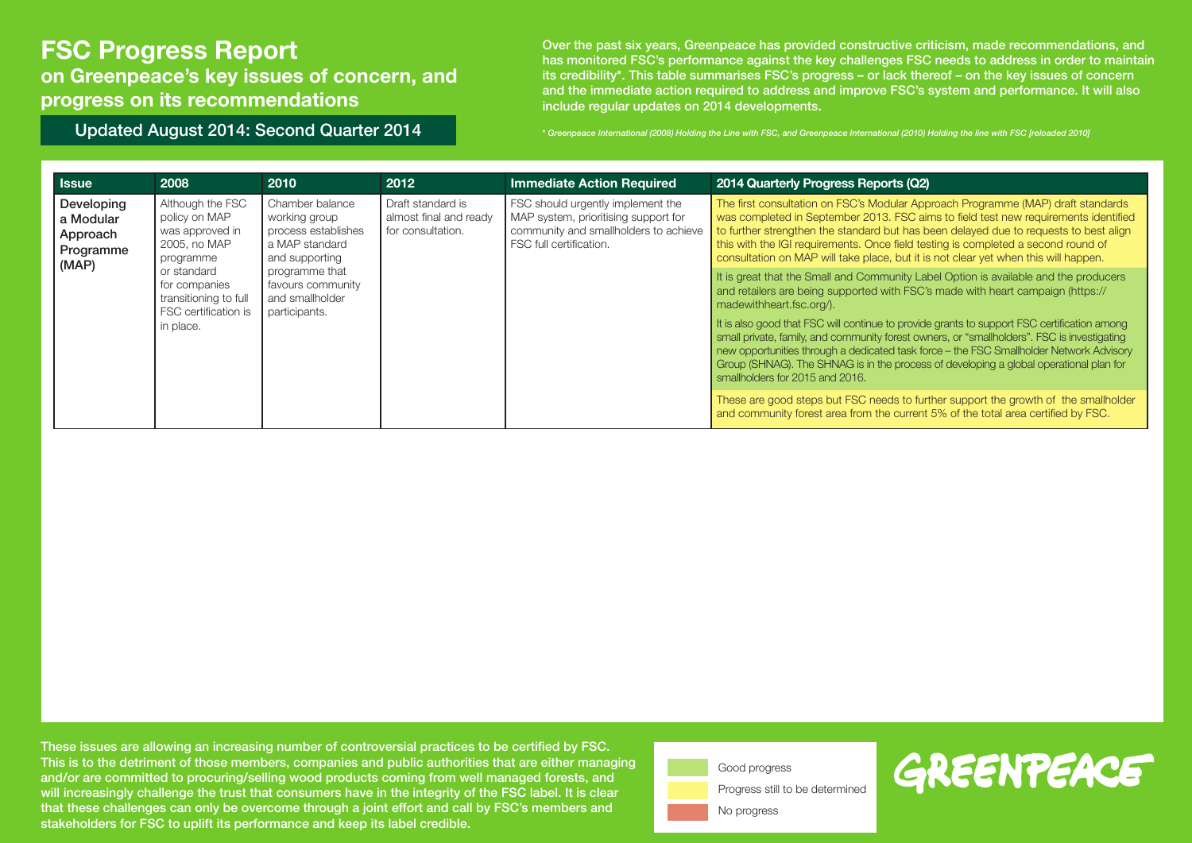# FSC Progress Report

## on Greenpeace's key issues of concern, and progress on its recommendations

### Updated August 2014: Second Quarter 2014

Over the past six years, Greenpeace has provided constructive criticism, made recommendations, and has monitored FSC's performance against the key challenges FSC needs to address in order to maintain its credibility*. This table summarises FSC's progress – or lack thereof – on the key issues of concern and the immediate action required to address and improve FSC's system and performance. It will also include regular updates on 2014 developments.

*\* Greenpeace International (2008) Holding the Line with FSC, and Greenpeace International (2010) Holding the line with FSC [reloaded 2010]*

| Issue | 2008 | 2010 | 2012 | Immediate Action Required | 2014 Quarterly Progress Reports (Q2) |
|---|---|---|---|---|---|
| **Developing a Modular Approach Programme (MAP)** | Although the FSC policy on MAP was approved in 2005, no MAP programme or standard for companies transitioning to full FSC certification is in place. | Chamber balance working group process establishes a MAP standard and supporting programme that favours community and smallholder participants. | Draft standard is almost final and ready for consultation. | FSC should urgently implement the MAP system, prioritising support for community and smallholders to achieve FSC full certification. | The first consultation on FSC's Modular Approach Programme (MAP) draft standards was completed in September 2013. FSC aims to field test new requirements identified to further strengthen the standard but has been delayed due to requests to best align this with the IGI requirements. Once field testing is completed a second round of consultation on MAP will take place, but it is not clear yet when this will happen.<br><br>It is great that the Small and Community Label Option is available and the producers and retailers are being supported with FSC's made with heart campaign (https://madewithheart.fsc.org/).<br><br>It is also good that FSC will continue to provide grants to support FSC certification among small private, family, and community forest owners, or "smallholders". FSC is investigating new opportunities through a dedicated task force – the FSC Smallholder Network Advisory Group (SHNAG). The SHNAG is in the process of developing a global operational plan for smallholders for 2015 and 2016.<br><br>These are good steps but FSC needs to further support the growth of the smallholder and community forest area from the current 5% of the total area certified by FSC. |

These issues are allowing an increasing number of controversial practices to be certified by FSC. This is to the detriment of those members, companies and public authorities that are either managing and/or are committed to procuring/selling wood products coming from well managed forests, and will increasingly challenge the trust that consumers have in the integrity of the FSC label. It is clear that these challenges can only be overcome through a joint effort and call by FSC's members and stakeholders for FSC to uplift its performance and keep its label credible.

- Good progress
- Progress still to be determined
- No progress

GREENPEACE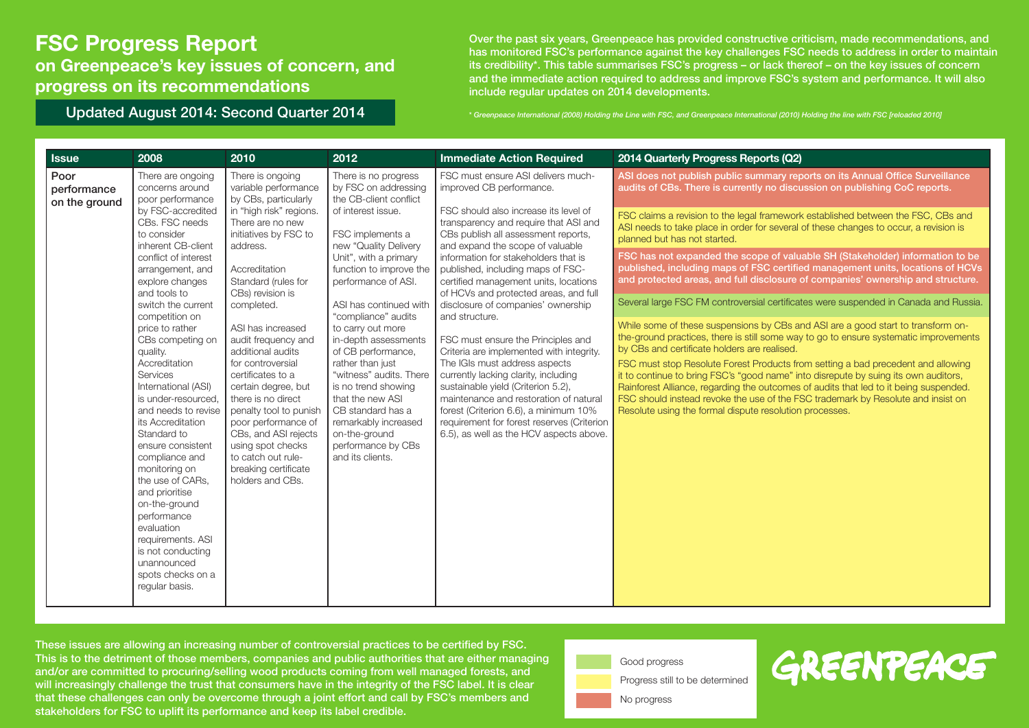# FSC Progress Report

## on Greenpeace's key issues of concern, and progress on its recommendations

Updated August 2014: Second Quarter 2014

Over the past six years, Greenpeace has provided constructive criticism, made recommendations, and has monitored FSC's performance against the key challenges FSC needs to address in order to maintain its credibility*. This table summarises FSC's progress – or lack thereof – on the key issues of concern and the immediate action required to address and improve FSC's system and performance. It will also include regular updates on 2014 developments.

*\* Greenpeace International (2008) Holding the Line with FSC, and Greenpeace International (2010) Holding the line with FSC [reloaded 2010]*

| Issue | 2008 | 2010 | 2012 | Immediate Action Required | 2014 Quarterly Progress Reports (Q2) |
|---|---|---|---|---|---|
| Poor performance on the ground | There are ongoing concerns around poor performance by FSC-accredited CBs. FSC needs to consider inherent CB-client conflict of interest arrangement, and explore changes and tools to switch the current competition on price to rather CBs competing on quality. Accreditation Services International (ASI) is under-resourced, and needs to revise its Accreditation Standard to ensure consistent compliance and monitoring on the use of CARs, and prioritise on-the-ground performance evaluation requirements. ASI is not conducting unannounced spots checks on a regular basis. | There is ongoing variable performance by CBs, particularly in "high risk" regions. There are no new initiatives by FSC to address.<br><br>Accreditation Standard (rules for CBs) revision is completed.<br><br>ASI has increased audit frequency and additional audits for controversial certificates to a certain degree, but there is no direct penalty tool to punish poor performance of CBs, and ASI rejects using spot checks to catch out rule-breaking certificate holders and CBs. | There is no progress by FSC on addressing the CB-client conflict of interest issue.<br><br>FSC implements a new "Quality Delivery Unit", with a primary function to improve the performance of ASI.<br><br>ASI has continued with "compliance" audits to carry out more in-depth assessments of CB performance, rather than just "witness" audits. There is no trend showing that the new ASI CB standard has a remarkably increased on-the-ground performance by CBs and its clients. | FSC must ensure ASI delivers much-improved CB performance.<br><br>FSC should also increase its level of transparency and require that ASI and CBs publish all assessment reports, and expand the scope of valuable information for stakeholders that is published, including maps of FSC-certified management units, locations of HCVs and protected areas, and full disclosure of companies' ownership and structure.<br><br>FSC must ensure the Principles and Criteria are implemented with integrity. The IGIs must address aspects currently lacking clarity, including sustainable yield (Criterion 5.2), maintenance and restoration of natural forest (Criterion 6.6), a minimum 10% requirement for forest reserves (Criterion 6.5), as well as the HCV aspects above. | **ASI does not publish public summary reports on its Annual Office Surveillance audits of CBs. There is currently no discussion on publishing CoC reports.** (No progress)<br><br>FSC claims a revision to the legal framework established between the FSC, CBs and ASI needs to take place in order for several of these changes to occur, a revision is planned but has not started. (Progress still to be determined)<br><br>**FSC has not expanded the scope of valuable SH (Stakeholder) information to be published, including maps of FSC certified management units, locations of HCVs and protected areas, and full disclosure of companies' ownership and structure.** (No progress)<br><br>Several large FSC FM controversial certificates were suspended in Canada and Russia. (Good progress)<br><br>While some of these suspensions by CBs and ASI are a good start to transform on-the-ground practices, there is still some way to go to ensure systematic improvements by CBs and certificate holders are realised.<br><br>FSC must stop Resolute Forest Products from setting a bad precedent and allowing it to continue to bring FSC's "good name" into disrepute by suing its own auditors, Rainforest Alliance, regarding the outcomes of audits that led to it being suspended. FSC should instead revoke the use of the FSC trademark by Resolute and insist on Resolute using the formal dispute resolution processes. (Progress still to be determined) |

These issues are allowing an increasing number of controversial practices to be certified by FSC. This is to the detriment of those members, companies and public authorities that are either managing and/or are committed to procuring/selling wood products coming from well managed forests, and will increasingly challenge the trust that consumers have in the integrity of the FSC label. It is clear that these challenges can only be overcome through a joint effort and call by FSC's members and stakeholders for FSC to uplift its performance and keep its label credible.

Good progress

Progress still to be determined

No progress

GREENPEACE